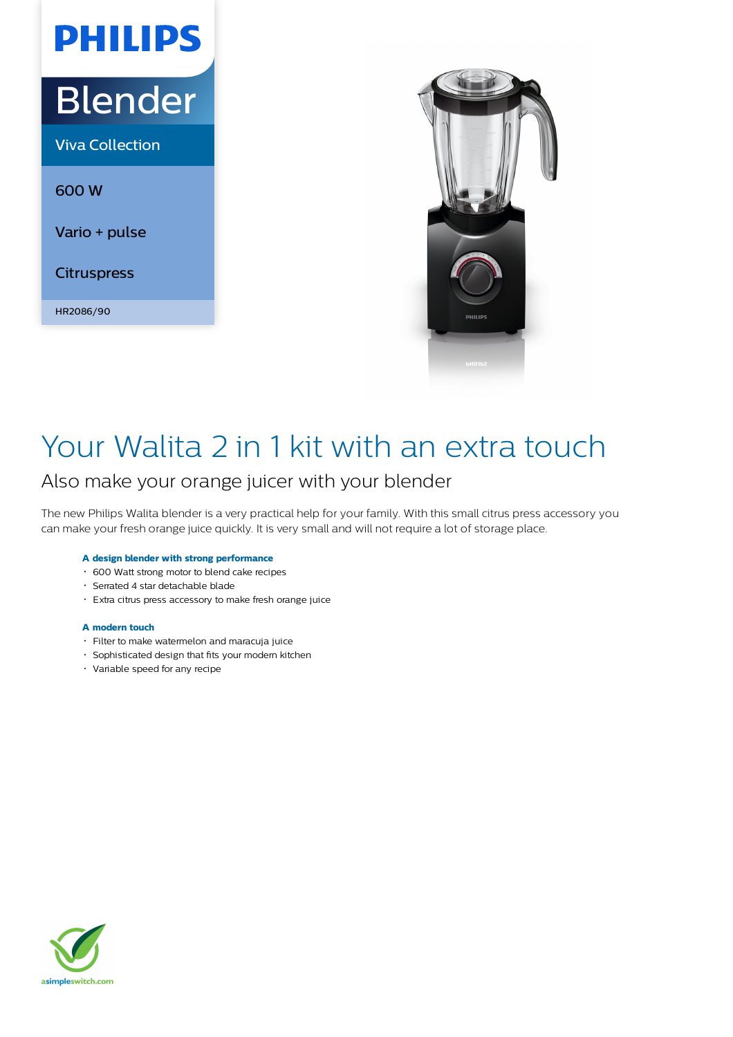PHILIPS

# Blender

Viva Collection

600 W

Vario + pulse

Citruspress

HR2086/90

# Your Walita 2 in 1 kit with an extra touch

## Also make your orange juicer with your blender

The new Philips Walita blender is a very practical help for your family. With this small citrus press accessory you can make your fresh orange juice quickly. It is very small and will not require a lot of storage place.

**A design blender with strong performance**

- 600 Watt strong motor to blend cake recipes
- Serrated 4 star detachable blade
- Extra citrus press accessory to make fresh orange juice

**A modern touch**

- Filter to make watermelon and maracuja juice
- Sophisticated design that fits your modern kitchen
- Variable speed for any recipe

asimpleswitch.com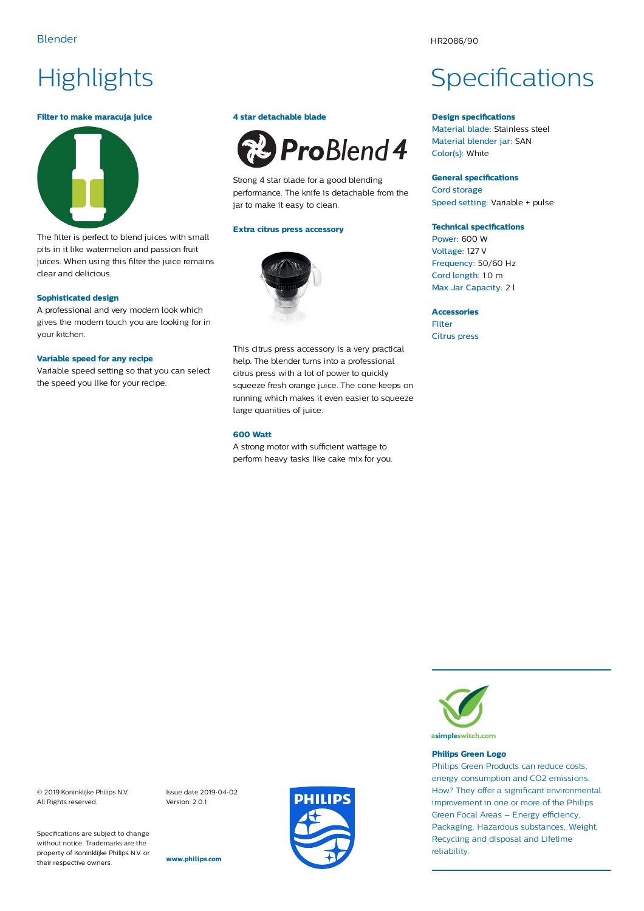Blender

HR2086/90

# Highlights

### Filter to make maracuja juice

The filter is perfect to blend juices with small pits in it like watermelon and passion fruit juices. When using this filter the juice remains clear and delicious.

### Sophisticated design

A professional and very modern look which gives the modern touch you are looking for in your kitchen.

### Variable speed for any recipe

Variable speed setting so that you can select the speed you like for your recipe.

### 4 star detachable blade

ProBlend 4

Strong 4 star blade for a good blending performance. The knife is detachable from the jar to make it easy to clean.

### Extra citrus press accessory

This citrus press accessory is a very practical help. The blender turns into a professional citrus press with a lot of power to quickly squeeze fresh orange juice. The cone keeps on running which makes it even easier to squeeze large quanities of juice.

### 600 Watt

A strong motor with sufficient wattage to perform heavy tasks like cake mix for you.

# Specifications

### Design specifications

- Material blade: Stainless steel
- Material blender jar: SAN
- Color(s): White

### General specifications

- Cord storage
- Speed setting: Variable + pulse

### Technical specifications

- Power: 600 W
- Voltage: 127 V
- Frequency: 50/60 Hz
- Cord length: 1.0 m
- Max Jar Capacity: 2 l

### Accessories

- Filter
- Citrus press

asimpleswitch.com

### Philips Green Logo

Philips Green Products can reduce costs, energy consumption and CO2 emissions. How? They offer a significant environmental improvement in one or more of the Philips Green Focal Areas – Energy efficiency, Packaging, Hazardous substances, Weight, Recycling and disposal and Lifetime reliability.

© 2019 Koninklijke Philips N.V.
All Rights reserved.

Specifications are subject to change without notice. Trademarks are the property of Koninklijke Philips N.V. or their respective owners.

Issue date 2019-04-02
Version: 2.0.1

www.philips.com

PHILIPS